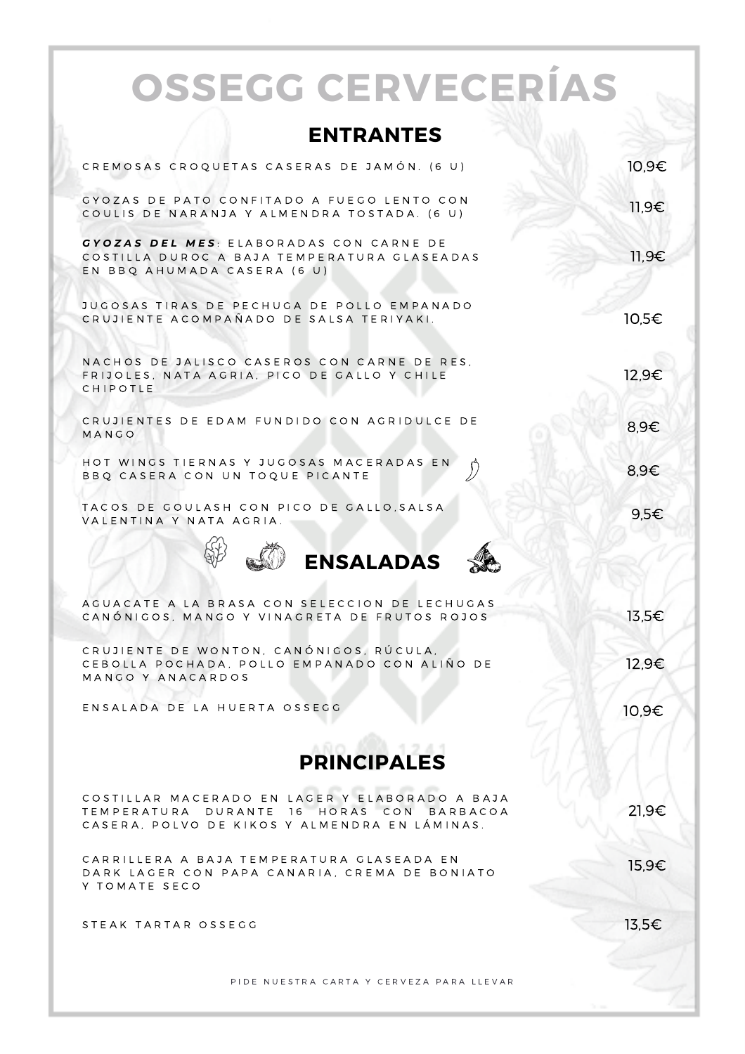# OSSEGG CERVECERÍAS

## ENTRANTES

| | |
|---|---|
| CREMOSAS CROQUETAS CASERAS DE JAMÓN. (6 U) | 10,9€ |
| GYOZAS DE PATO CONFITADO A FUEGO LENTO CON COULIS DE NARANJA Y ALMENDRA TOSTADA. (6 U) | 11,9€ |
| ***GYOZAS DEL MES***: ELABORADAS CON CARNE DE COSTILLA DUROC A BAJA TEMPERATURA GLASEADAS EN BBQ AHUMADA CASERA (6 U) | 11,9€ |
| JUGOSAS TIRAS DE PECHUGA DE POLLO EMPANADO CRUJIENTE ACOMPAÑADO DE SALSA TERIYAKI. | 10,5€ |
| NACHOS DE JALISCO CASEROS CON CARNE DE RES, FRIJOLES, NATA AGRIA, PICO DE GALLO Y CHILE CHIPOTLE | 12,9€ |
| CRUJIENTES DE EDAM FUNDIDO CON AGRIDULCE DE MANGO | 8,9€ |
| HOT WINGS TIERNAS Y JUGOSAS MACERADAS EN BBQ CASERA CON UN TOQUE PICANTE | 8,9€ |
| TACOS DE GOULASH CON PICO DE GALLO,SALSA VALENTINA Y NATA AGRIA. | 9,5€ |

## ENSALADAS

| | |
|---|---|
| AGUACATE A LA BRASA CON SELECCION DE LECHUGAS CANÓNIGOS, MANGO Y VINAGRETA DE FRUTOS ROJOS | 13,5€ |
| CRUJIENTE DE WONTON, CANÓNIGOS, RÚCULA, CEBOLLA POCHADA, POLLO EMPANADO CON ALIÑO DE MANGO Y ANACARDOS | 12,9€ |
| ENSALADA DE LA HUERTA OSSEGG | 10,9€ |

## PRINCIPALES

| | |
|---|---|
| COSTILLAR MACERADO EN LAGER Y ELABORADO A BAJA TEMPERATURA DURANTE 16 HORAS CON BARBACOA CASERA, POLVO DE KIKOS Y ALMENDRA EN LÁMINAS. | 21,9€ |
| CARRILLERA A BAJA TEMPERATURA GLASEADA EN DARK LAGER CON PAPA CANARIA, CREMA DE BONIATO Y TOMATE SECO | 15,9€ |
| STEAK TARTAR OSSEGG | 13,5€ |

PIDE NUESTRA CARTA Y CERVEZA PARA LLEVAR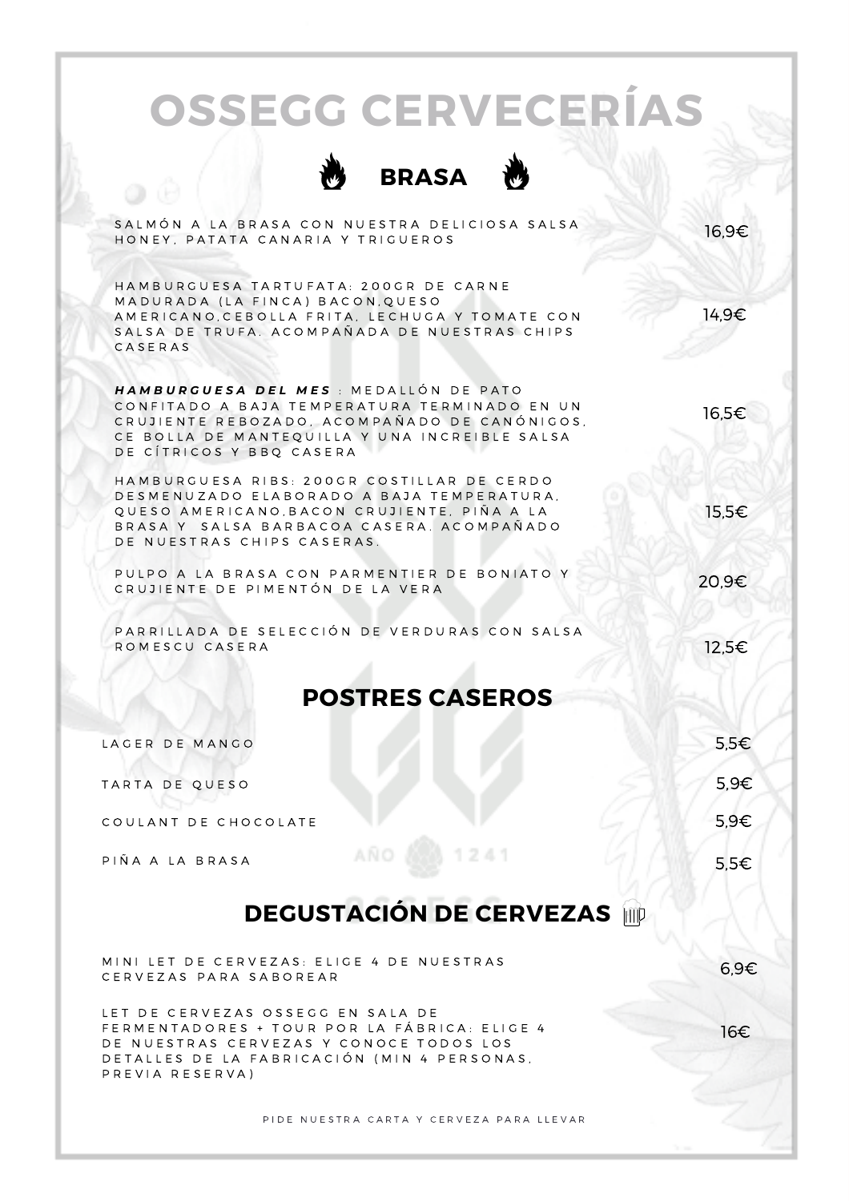# OSSEGG CERVECERÍAS

## BRASA

| | |
|---|---|
| SALMÓN A LA BRASA CON NUESTRA DELICIOSA SALSA HONEY, PATATA CANARIA Y TRIGUEROS | 16,9€ |
| HAMBURGUESA TARTUFATA: 200GR DE CARNE MADURADA (LA FINCA) BACON,QUESO AMERICANO,CEBOLLA FRITA, LECHUGA Y TOMATE CON SALSA DE TRUFA. ACOMPAÑADA DE NUESTRAS CHIPS CASERAS | 14,9€ |
| ***HAMBURGUESA DEL MES*** : MEDALLÓN DE PATO CONFITADO A BAJA TEMPERATURA TERMINADO EN UN CRUJIENTE REBOZADO, ACOMPAÑADO DE CANÓNIGOS, CE BOLLA DE MANTEQUILLA Y UNA INCREIBLE SALSA DE CÍTRICOS Y BBQ CASERA | 16,5€ |
| HAMBURGUESA RIBS: 200GR COSTILLAR DE CERDO DESMENUZADO ELABORADO A BAJA TEMPERATURA, QUESO AMERICANO,BACON CRUJIENTE, PIÑA A LA BRASA Y SALSA BARBACOA CASERA. ACOMPAÑADO DE NUESTRAS CHIPS CASERAS. | 15,5€ |
| PULPO A LA BRASA CON PARMENTIER DE BONIATO Y CRUJIENTE DE PIMENTÓN DE LA VERA | 20,9€ |
| PARRILLADA DE SELECCIÓN DE VERDURAS CON SALSA ROMESCU CASERA | 12,5€ |

## POSTRES CASEROS

| | |
|---|---|
| LAGER DE MANGO | 5,5€ |
| TARTA DE QUESO | 5,9€ |
| COULANT DE CHOCOLATE | 5,9€ |
| PIÑA A LA BRASA | 5,5€ |

## DEGUSTACIÓN DE CERVEZAS

| | |
|---|---|
| MINI LET DE CERVEZAS: ELIGE 4 DE NUESTRAS CERVEZAS PARA SABOREAR | 6,9€ |
| LET DE CERVEZAS OSSEGG EN SALA DE FERMENTADORES + TOUR POR LA FÁBRICA: ELIGE 4 DE NUESTRAS CERVEZAS Y CONOCE TODOS LOS DETALLES DE LA FABRICACIÓN (MIN 4 PERSONAS, PREVIA RESERVA) | 16€ |

PIDE NUESTRA CARTA Y CERVEZA PARA LLEVAR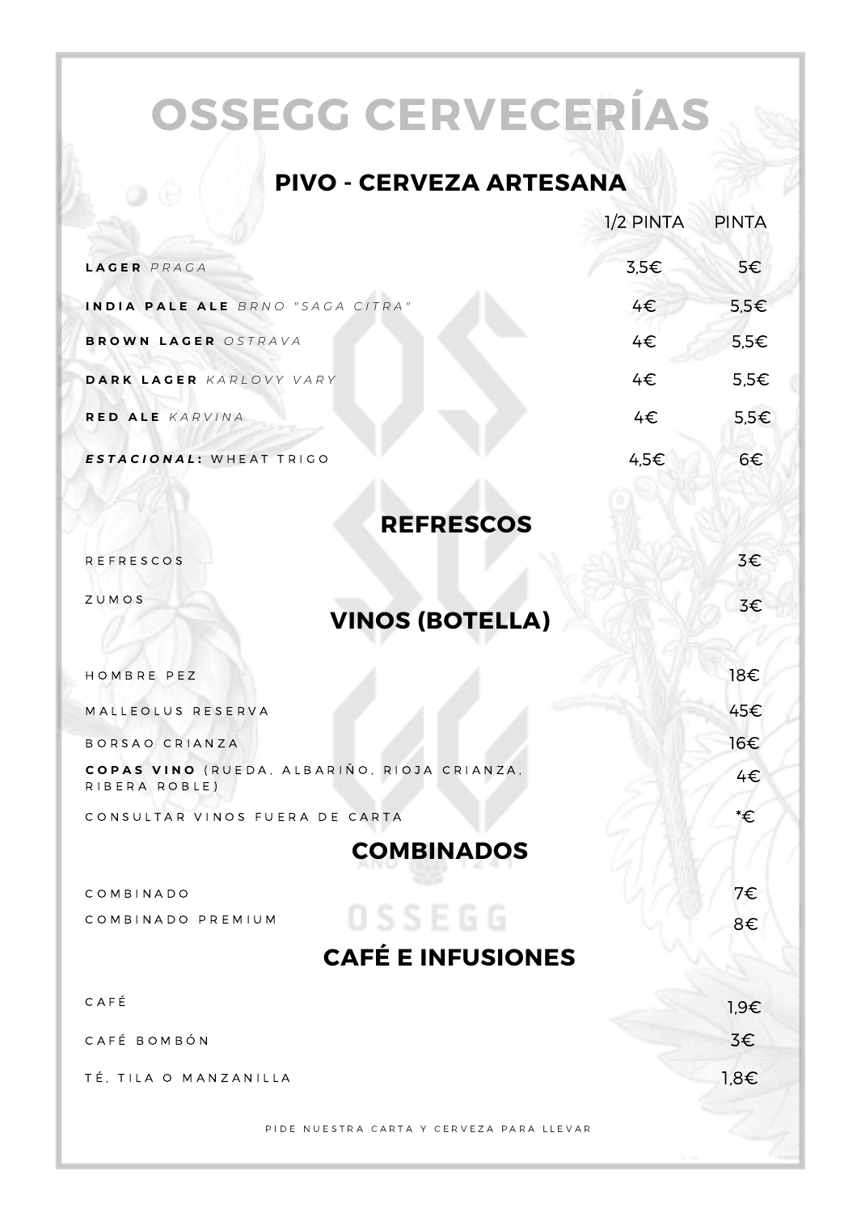# OSSEGG CERVECERÍAS

## PIVO - CERVEZA ARTESANA

| | 1/2 PINTA | PINTA |
|---|---|---|
| **LAGER** *PRAGA* | 3,5€ | 5€ |
| **INDIA PALE ALE** *BRNO "SAGA CITRA"* | 4€ | 5,5€ |
| **BROWN LAGER** *OSTRAVA* | 4€ | 5,5€ |
| **DARK LAGER** *KARLOVY VARY* | 4€ | 5,5€ |
| **RED ALE** *KARVINA* | 4€ | 5,5€ |
| ***ESTACIONAL*: WHEAT TRIGO** | 4,5€ | 6€ |

## REFRESCOS

| | |
|---|---|
| REFRESCOS | 3€ |
| ZUMOS | 3€ |

## VINOS (BOTELLA)

| | |
|---|---|
| HOMBRE PEZ | 18€ |
| MALLEOLUS RESERVA | 45€ |
| BORSAO CRIANZA | 16€ |
| **COPAS VINO** (RUEDA, ALBARIÑO, RIOJA CRIANZA, RIBERA ROBLE) | 4€ |
| CONSULTAR VINOS FUERA DE CARTA | *€ |

## COMBINADOS

| | |
|---|---|
| COMBINADO | 7€ |
| COMBINADO PREMIUM | 8€ |

## CAFÉ E INFUSIONES

| | |
|---|---|
| CAFÉ | 1,9€ |
| CAFÉ BOMBÓN | 3€ |
| TÉ, TILA O MANZANILLA | 1,8€ |

PIDE NUESTRA CARTA Y CERVEZA PARA LLEVAR